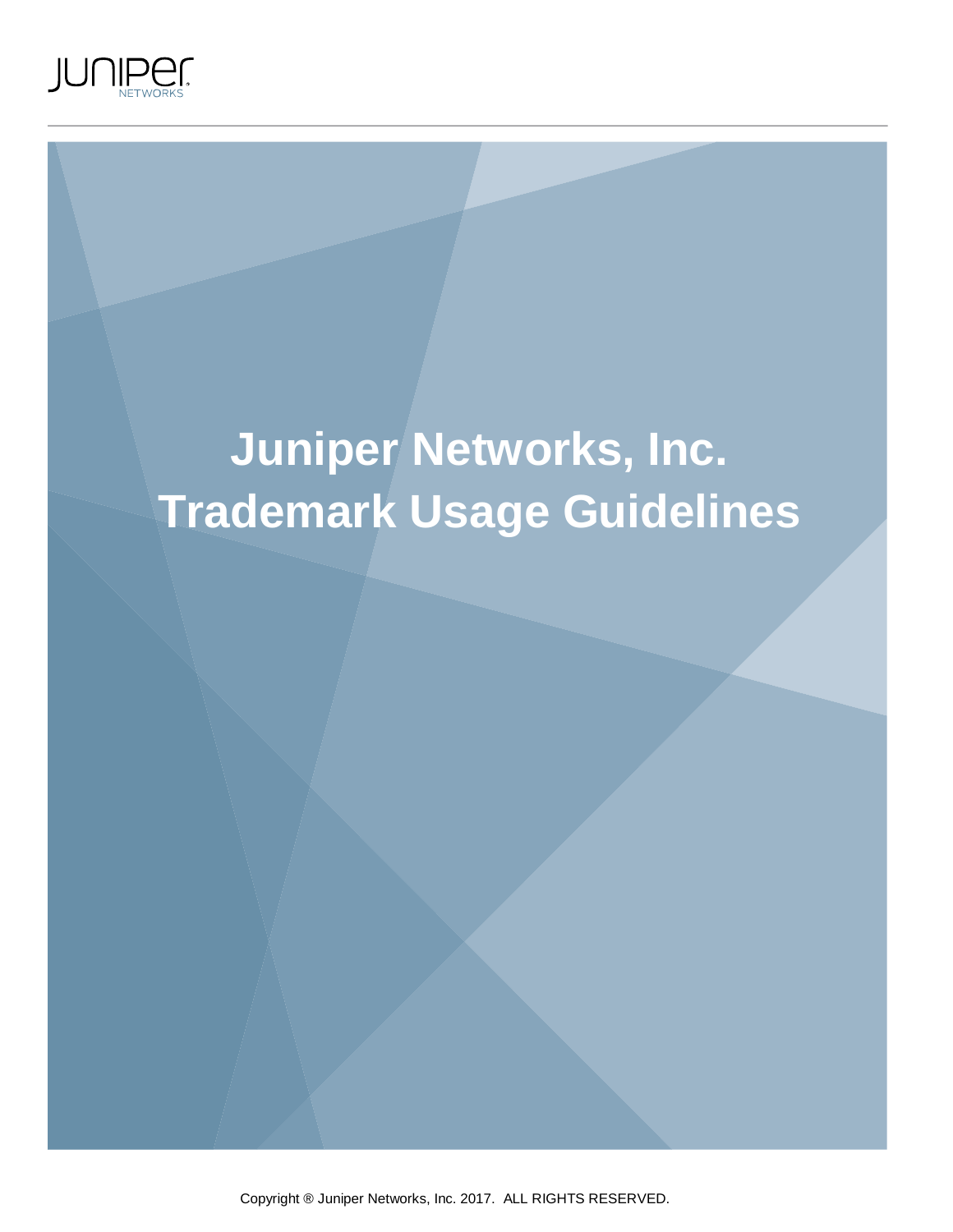# Juniper Networks, Inc. Trademark Usage Guidelines

Copyright ® Juniper Networks, Inc. 2017. ALL RIGHTS RESERVED.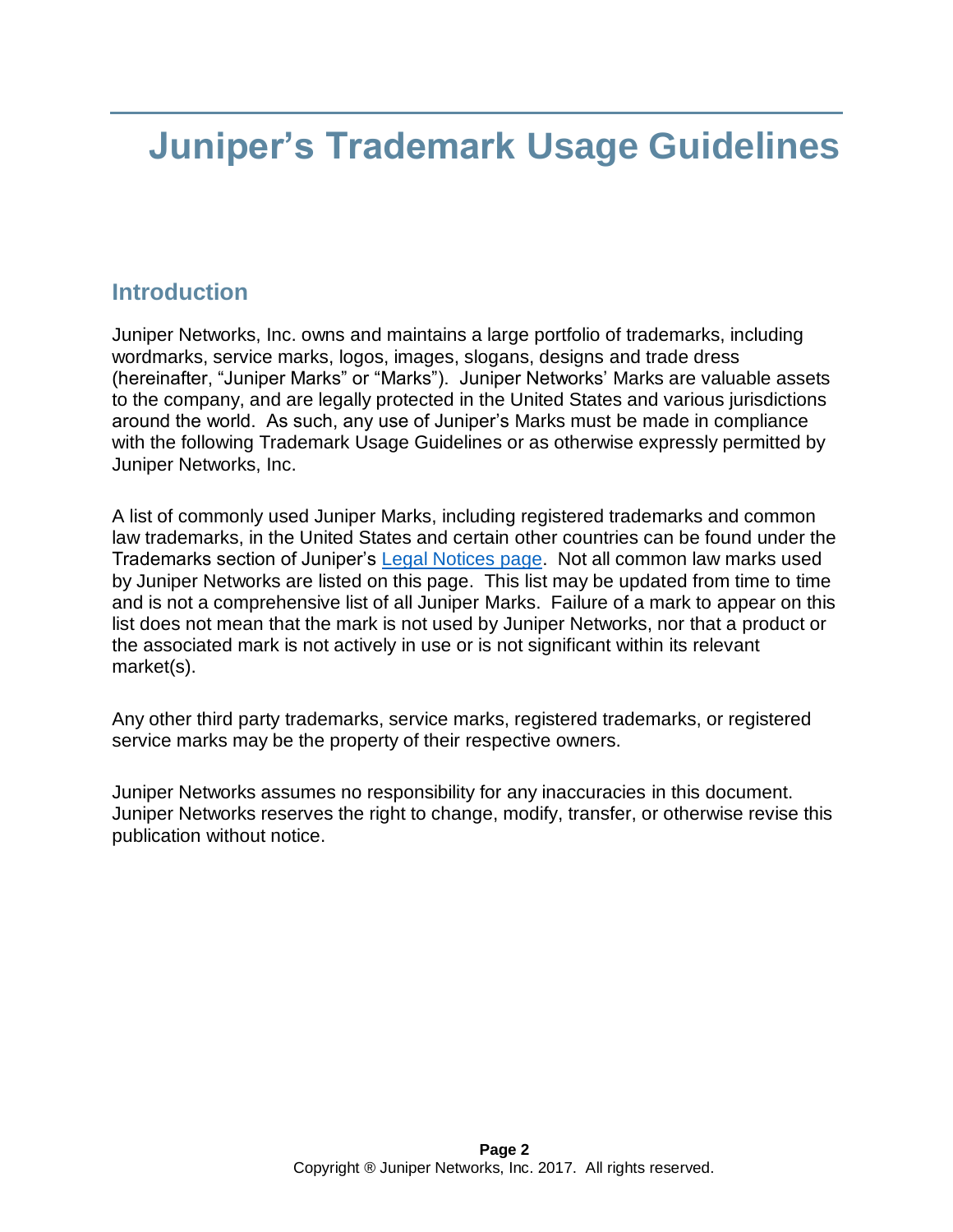# Juniper's Trademark Usage Guidelines

## Introduction

Juniper Networks, Inc. owns and maintains a large portfolio of trademarks, including wordmarks, service marks, logos, images, slogans, designs and trade dress (hereinafter, "Juniper Marks" or "Marks"). Juniper Networks' Marks are valuable assets to the company, and are legally protected in the United States and various jurisdictions around the world. As such, any use of Juniper's Marks must be made in compliance with the following Trademark Usage Guidelines or as otherwise expressly permitted by Juniper Networks, Inc.

A list of commonly used Juniper Marks, including registered trademarks and common law trademarks, in the United States and certain other countries can be found under the Trademarks section of Juniper's Legal Notices page. Not all common law marks used by Juniper Networks are listed on this page. This list may be updated from time to time and is not a comprehensive list of all Juniper Marks. Failure of a mark to appear on this list does not mean that the mark is not used by Juniper Networks, nor that a product or the associated mark is not actively in use or is not significant within its relevant market(s).

Any other third party trademarks, service marks, registered trademarks, or registered service marks may be the property of their respective owners.

Juniper Networks assumes no responsibility for any inaccuracies in this document. Juniper Networks reserves the right to change, modify, transfer, or otherwise revise this publication without notice.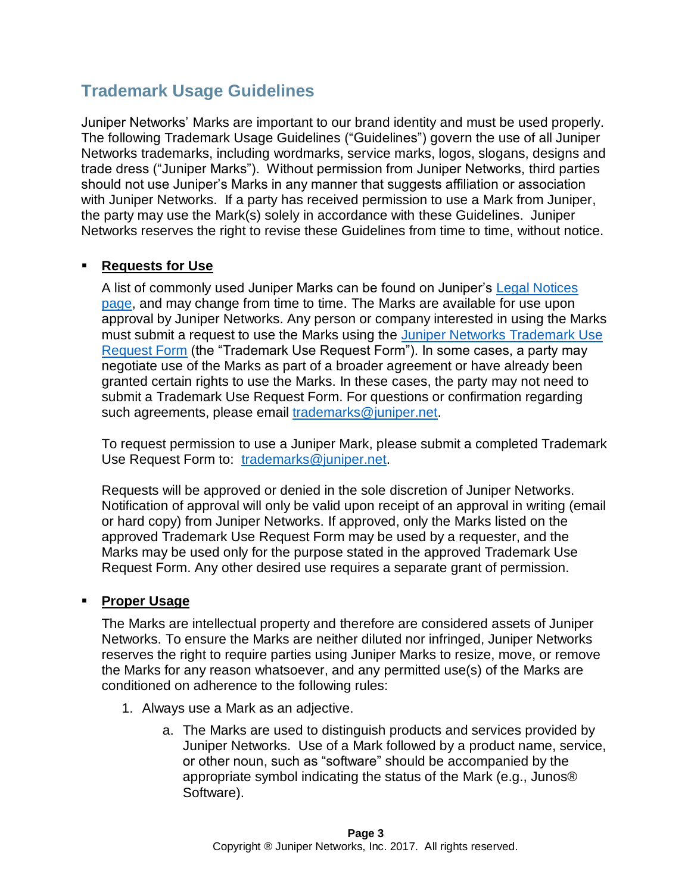## Trademark Usage Guidelines

Juniper Networks' Marks are important to our brand identity and must be used properly. The following Trademark Usage Guidelines ("Guidelines") govern the use of all Juniper Networks trademarks, including wordmarks, service marks, logos, slogans, designs and trade dress ("Juniper Marks"). Without permission from Juniper Networks, third parties should not use Juniper's Marks in any manner that suggests affiliation or association with Juniper Networks. If a party has received permission to use a Mark from Juniper, the party may use the Mark(s) solely in accordance with these Guidelines. Juniper Networks reserves the right to revise these Guidelines from time to time, without notice.

- **Requests for Use**

  A list of commonly used Juniper Marks can be found on Juniper's Legal Notices page, and may change from time to time. The Marks are available for use upon approval by Juniper Networks. Any person or company interested in using the Marks must submit a request to use the Marks using the Juniper Networks Trademark Use Request Form (the "Trademark Use Request Form"). In some cases, a party may negotiate use of the Marks as part of a broader agreement or have already been granted certain rights to use the Marks. In these cases, the party may not need to submit a Trademark Use Request Form. For questions or confirmation regarding such agreements, please email trademarks@juniper.net.

  To request permission to use a Juniper Mark, please submit a completed Trademark Use Request Form to: trademarks@juniper.net.

  Requests will be approved or denied in the sole discretion of Juniper Networks. Notification of approval will only be valid upon receipt of an approval in writing (email or hard copy) from Juniper Networks. If approved, only the Marks listed on the approved Trademark Use Request Form may be used by a requester, and the Marks may be used only for the purpose stated in the approved Trademark Use Request Form. Any other desired use requires a separate grant of permission.

- **Proper Usage**

  The Marks are intellectual property and therefore are considered assets of Juniper Networks. To ensure the Marks are neither diluted nor infringed, Juniper Networks reserves the right to require parties using Juniper Marks to resize, move, or remove the Marks for any reason whatsoever, and any permitted use(s) of the Marks are conditioned on adherence to the following rules:

  1. Always use a Mark as an adjective.

     a. The Marks are used to distinguish products and services provided by Juniper Networks. Use of a Mark followed by a product name, service, or other noun, such as "software" should be accompanied by the appropriate symbol indicating the status of the Mark (e.g., Junos® Software).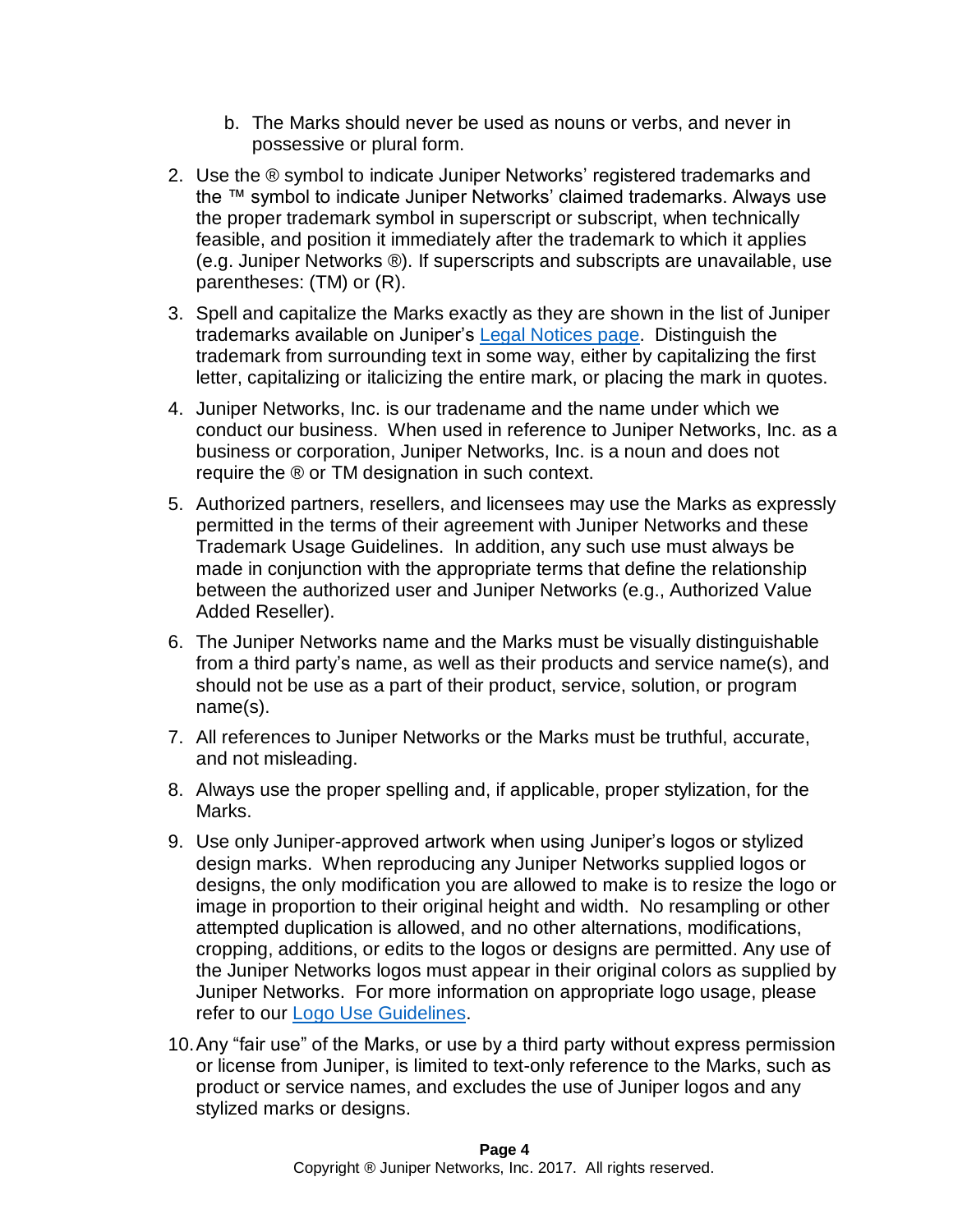b. The Marks should never be used as nouns or verbs, and never in possessive or plural form.

2. Use the ® symbol to indicate Juniper Networks' registered trademarks and the ™ symbol to indicate Juniper Networks' claimed trademarks. Always use the proper trademark symbol in superscript or subscript, when technically feasible, and position it immediately after the trademark to which it applies (e.g. Juniper Networks ®). If superscripts and subscripts are unavailable, use parentheses: (TM) or (R).
3. Spell and capitalize the Marks exactly as they are shown in the list of Juniper trademarks available on Juniper's [Legal Notices page](). Distinguish the trademark from surrounding text in some way, either by capitalizing the first letter, capitalizing or italicizing the entire mark, or placing the mark in quotes.
4. Juniper Networks, Inc. is our tradename and the name under which we conduct our business. When used in reference to Juniper Networks, Inc. as a business or corporation, Juniper Networks, Inc. is a noun and does not require the ® or TM designation in such context.
5. Authorized partners, resellers, and licensees may use the Marks as expressly permitted in the terms of their agreement with Juniper Networks and these Trademark Usage Guidelines. In addition, any such use must always be made in conjunction with the appropriate terms that define the relationship between the authorized user and Juniper Networks (e.g., Authorized Value Added Reseller).
6. The Juniper Networks name and the Marks must be visually distinguishable from a third party's name, as well as their products and service name(s), and should not be use as a part of their product, service, solution, or program name(s).
7. All references to Juniper Networks or the Marks must be truthful, accurate, and not misleading.
8. Always use the proper spelling and, if applicable, proper stylization, for the Marks.
9. Use only Juniper-approved artwork when using Juniper's logos or stylized design marks. When reproducing any Juniper Networks supplied logos or designs, the only modification you are allowed to make is to resize the logo or image in proportion to their original height and width. No resampling or other attempted duplication is allowed, and no other alternations, modifications, cropping, additions, or edits to the logos or designs are permitted. Any use of the Juniper Networks logos must appear in their original colors as supplied by Juniper Networks. For more information on appropriate logo usage, please refer to our [Logo Use Guidelines]().
10. Any "fair use" of the Marks, or use by a third party without express permission or license from Juniper, is limited to text-only reference to the Marks, such as product or service names, and excludes the use of Juniper logos and any stylized marks or designs.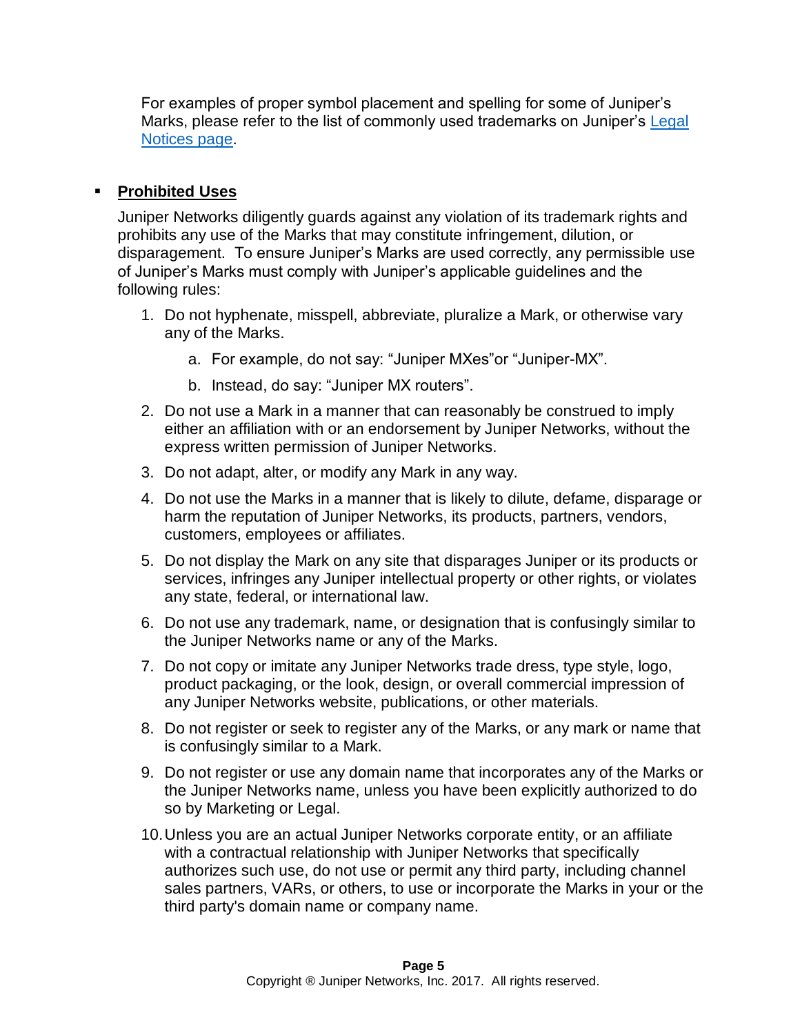For examples of proper symbol placement and spelling for some of Juniper's Marks, please refer to the list of commonly used trademarks on Juniper's [Legal Notices page](#).

- **Prohibited Uses**

  Juniper Networks diligently guards against any violation of its trademark rights and prohibits any use of the Marks that may constitute infringement, dilution, or disparagement. To ensure Juniper's Marks are used correctly, any permissible use of Juniper's Marks must comply with Juniper's applicable guidelines and the following rules:

  1. Do not hyphenate, misspell, abbreviate, pluralize a Mark, or otherwise vary any of the Marks.
     a. For example, do not say: "Juniper MXes"or "Juniper-MX".
     b. Instead, do say: "Juniper MX routers".
  2. Do not use a Mark in a manner that can reasonably be construed to imply either an affiliation with or an endorsement by Juniper Networks, without the express written permission of Juniper Networks.
  3. Do not adapt, alter, or modify any Mark in any way.
  4. Do not use the Marks in a manner that is likely to dilute, defame, disparage or harm the reputation of Juniper Networks, its products, partners, vendors, customers, employees or affiliates.
  5. Do not display the Mark on any site that disparages Juniper or its products or services, infringes any Juniper intellectual property or other rights, or violates any state, federal, or international law.
  6. Do not use any trademark, name, or designation that is confusingly similar to the Juniper Networks name or any of the Marks.
  7. Do not copy or imitate any Juniper Networks trade dress, type style, logo, product packaging, or the look, design, or overall commercial impression of any Juniper Networks website, publications, or other materials.
  8. Do not register or seek to register any of the Marks, or any mark or name that is confusingly similar to a Mark.
  9. Do not register or use any domain name that incorporates any of the Marks or the Juniper Networks name, unless you have been explicitly authorized to do so by Marketing or Legal.
  10. Unless you are an actual Juniper Networks corporate entity, or an affiliate with a contractual relationship with Juniper Networks that specifically authorizes such use, do not use or permit any third party, including channel sales partners, VARs, or others, to use or incorporate the Marks in your or the third party's domain name or company name.

Copyright ® Juniper Networks, Inc. 2017. All rights reserved.